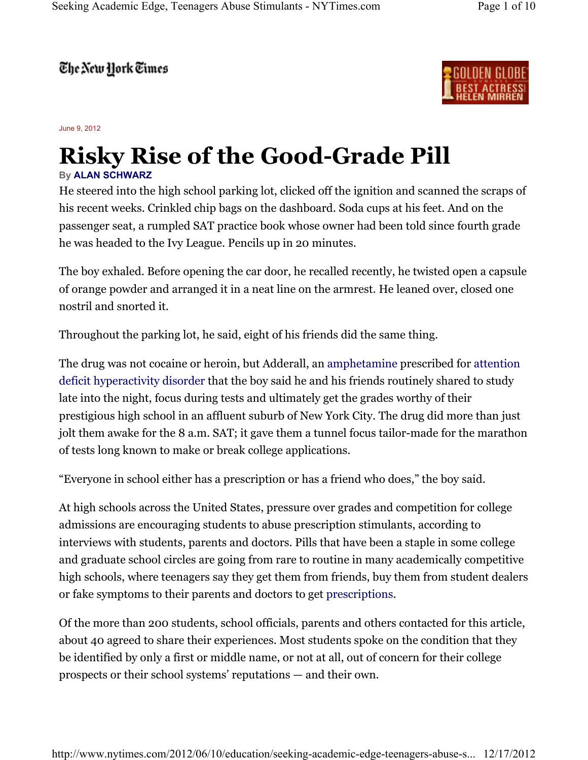The New York Times

June 9, 2012

# Risky Rise of the Good-Grade Pill

By **ALAN SCHWARZ**

He steered into the high school parking lot, clicked off the ignition and scanned the scraps of his recent weeks. Crinkled chip bags on the dashboard. Soda cups at his feet. And on the passenger seat, a rumpled SAT practice book whose owner had been told since fourth grade he was headed to the Ivy League. Pencils up in 20 minutes.

The boy exhaled. Before opening the car door, he recalled recently, he twisted open a capsule of orange powder and arranged it in a neat line on the armrest. He leaned over, closed one nostril and snorted it.

Throughout the parking lot, he said, eight of his friends did the same thing.

The drug was not cocaine or heroin, but Adderall, an amphetamine prescribed for attention deficit hyperactivity disorder that the boy said he and his friends routinely shared to study late into the night, focus during tests and ultimately get the grades worthy of their prestigious high school in an affluent suburb of New York City. The drug did more than just jolt them awake for the 8 a.m. SAT; it gave them a tunnel focus tailor-made for the marathon of tests long known to make or break college applications.

"Everyone in school either has a prescription or has a friend who does," the boy said.

At high schools across the United States, pressure over grades and competition for college admissions are encouraging students to abuse prescription stimulants, according to interviews with students, parents and doctors. Pills that have been a staple in some college and graduate school circles are going from rare to routine in many academically competitive high schools, where teenagers say they get them from friends, buy them from student dealers or fake symptoms to their parents and doctors to get prescriptions.

Of the more than 200 students, school officials, parents and others contacted for this article, about 40 agreed to share their experiences. Most students spoke on the condition that they be identified by only a first or middle name, or not at all, out of concern for their college prospects or their school systems' reputations — and their own.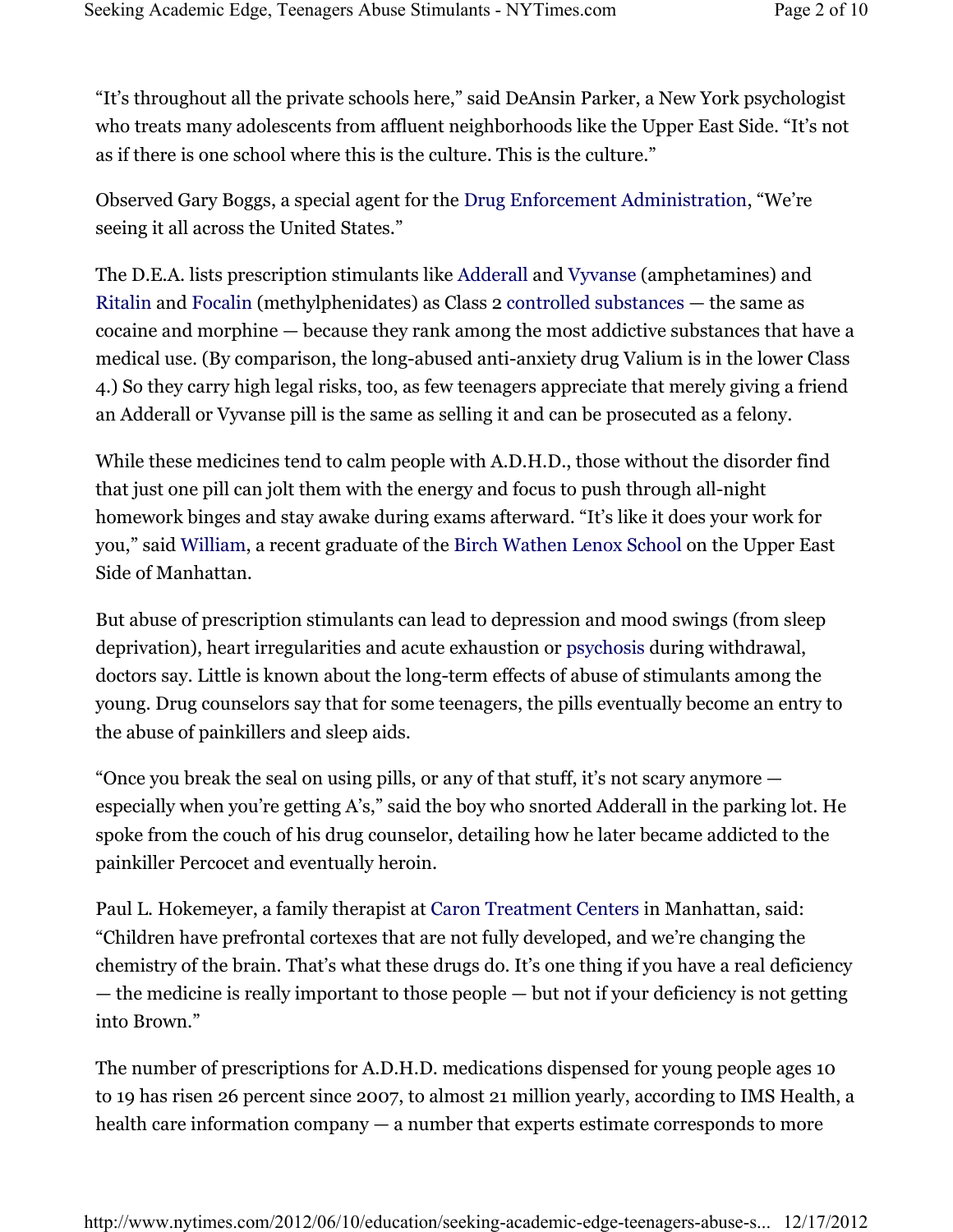“It’s throughout all the private schools here,” said DeAnsin Parker, a New York psychologist who treats many adolescents from affluent neighborhoods like the Upper East Side. “It’s not as if there is one school where this is the culture. This is the culture.”

Observed Gary Boggs, a special agent for the Drug Enforcement Administration, “We’re seeing it all across the United States.”

The D.E.A. lists prescription stimulants like Adderall and Vyvanse (amphetamines) and Ritalin and Focalin (methylphenidates) as Class 2 controlled substances — the same as cocaine and morphine — because they rank among the most addictive substances that have a medical use. (By comparison, the long-abused anti-anxiety drug Valium is in the lower Class 4.) So they carry high legal risks, too, as few teenagers appreciate that merely giving a friend an Adderall or Vyvanse pill is the same as selling it and can be prosecuted as a felony.

While these medicines tend to calm people with A.D.H.D., those without the disorder find that just one pill can jolt them with the energy and focus to push through all-night homework binges and stay awake during exams afterward. “It’s like it does your work for you,” said William, a recent graduate of the Birch Wathen Lenox School on the Upper East Side of Manhattan.

But abuse of prescription stimulants can lead to depression and mood swings (from sleep deprivation), heart irregularities and acute exhaustion or psychosis during withdrawal, doctors say. Little is known about the long-term effects of abuse of stimulants among the young. Drug counselors say that for some teenagers, the pills eventually become an entry to the abuse of painkillers and sleep aids.

“Once you break the seal on using pills, or any of that stuff, it’s not scary anymore — especially when you’re getting A’s,” said the boy who snorted Adderall in the parking lot. He spoke from the couch of his drug counselor, detailing how he later became addicted to the painkiller Percocet and eventually heroin.

Paul L. Hokemeyer, a family therapist at Caron Treatment Centers in Manhattan, said: “Children have prefrontal cortexes that are not fully developed, and we’re changing the chemistry of the brain. That’s what these drugs do. It’s one thing if you have a real deficiency — the medicine is really important to those people — but not if your deficiency is not getting into Brown.”

The number of prescriptions for A.D.H.D. medications dispensed for young people ages 10 to 19 has risen 26 percent since 2007, to almost 21 million yearly, according to IMS Health, a health care information company — a number that experts estimate corresponds to more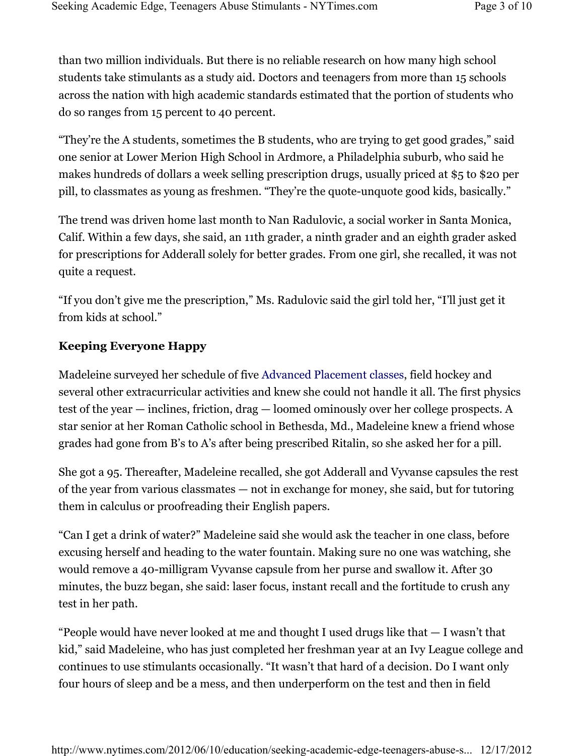than two million individuals. But there is no reliable research on how many high school students take stimulants as a study aid. Doctors and teenagers from more than 15 schools across the nation with high academic standards estimated that the portion of students who do so ranges from 15 percent to 40 percent.

“They’re the A students, sometimes the B students, who are trying to get good grades,” said one senior at Lower Merion High School in Ardmore, a Philadelphia suburb, who said he makes hundreds of dollars a week selling prescription drugs, usually priced at $5 to $20 per pill, to classmates as young as freshmen. “They’re the quote-unquote good kids, basically.”

The trend was driven home last month to Nan Radulovic, a social worker in Santa Monica, Calif. Within a few days, she said, an 11th grader, a ninth grader and an eighth grader asked for prescriptions for Adderall solely for better grades. From one girl, she recalled, it was not quite a request.

“If you don’t give me the prescription,” Ms. Radulovic said the girl told her, “I’ll just get it from kids at school.”

### Keeping Everyone Happy

Madeleine surveyed her schedule of five Advanced Placement classes, field hockey and several other extracurricular activities and knew she could not handle it all. The first physics test of the year — inclines, friction, drag — loomed ominously over her college prospects. A star senior at her Roman Catholic school in Bethesda, Md., Madeleine knew a friend whose grades had gone from B’s to A’s after being prescribed Ritalin, so she asked her for a pill.

She got a 95. Thereafter, Madeleine recalled, she got Adderall and Vyvanse capsules the rest of the year from various classmates — not in exchange for money, she said, but for tutoring them in calculus or proofreading their English papers.

“Can I get a drink of water?” Madeleine said she would ask the teacher in one class, before excusing herself and heading to the water fountain. Making sure no one was watching, she would remove a 40-milligram Vyvanse capsule from her purse and swallow it. After 30 minutes, the buzz began, she said: laser focus, instant recall and the fortitude to crush any test in her path.

“People would have never looked at me and thought I used drugs like that — I wasn’t that kid,” said Madeleine, who has just completed her freshman year at an Ivy League college and continues to use stimulants occasionally. “It wasn’t that hard of a decision. Do I want only four hours of sleep and be a mess, and then underperform on the test and then in field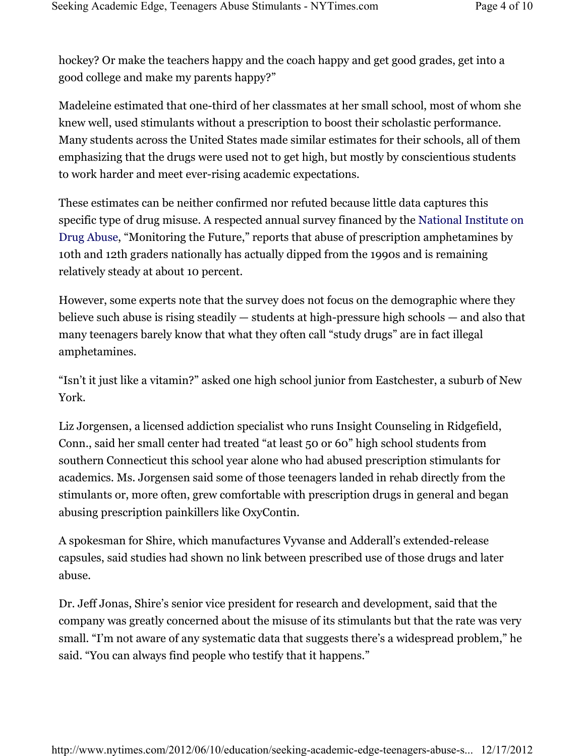hockey? Or make the teachers happy and the coach happy and get good grades, get into a good college and make my parents happy?"

Madeleine estimated that one-third of her classmates at her small school, most of whom she knew well, used stimulants without a prescription to boost their scholastic performance. Many students across the United States made similar estimates for their schools, all of them emphasizing that the drugs were used not to get high, but mostly by conscientious students to work harder and meet ever-rising academic expectations.

These estimates can be neither confirmed nor refuted because little data captures this specific type of drug misuse. A respected annual survey financed by the National Institute on Drug Abuse, "Monitoring the Future," reports that abuse of prescription amphetamines by 10th and 12th graders nationally has actually dipped from the 1990s and is remaining relatively steady at about 10 percent.

However, some experts note that the survey does not focus on the demographic where they believe such abuse is rising steadily — students at high-pressure high schools — and also that many teenagers barely know that what they often call "study drugs" are in fact illegal amphetamines.

"Isn't it just like a vitamin?" asked one high school junior from Eastchester, a suburb of New York.

Liz Jorgensen, a licensed addiction specialist who runs Insight Counseling in Ridgefield, Conn., said her small center had treated "at least 50 or 60" high school students from southern Connecticut this school year alone who had abused prescription stimulants for academics. Ms. Jorgensen said some of those teenagers landed in rehab directly from the stimulants or, more often, grew comfortable with prescription drugs in general and began abusing prescription painkillers like OxyContin.

A spokesman for Shire, which manufactures Vyvanse and Adderall's extended-release capsules, said studies had shown no link between prescribed use of those drugs and later abuse.

Dr. Jeff Jonas, Shire's senior vice president for research and development, said that the company was greatly concerned about the misuse of its stimulants but that the rate was very small. "I'm not aware of any systematic data that suggests there's a widespread problem," he said. "You can always find people who testify that it happens."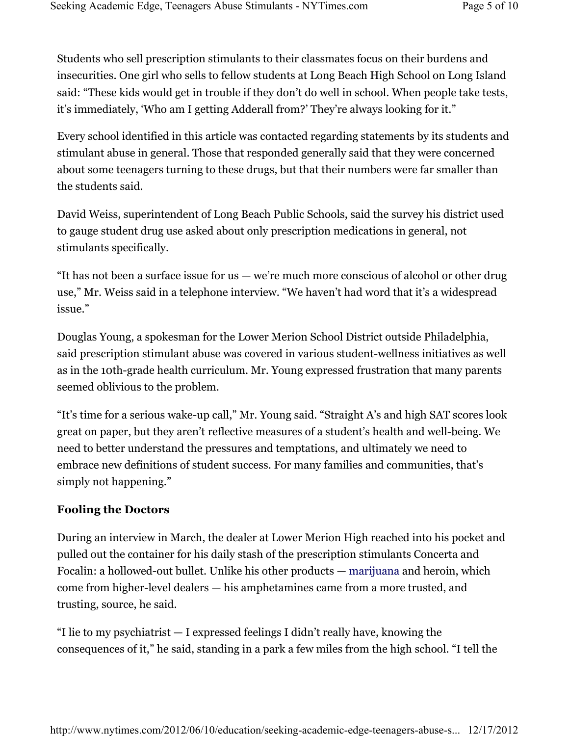Students who sell prescription stimulants to their classmates focus on their burdens and insecurities. One girl who sells to fellow students at Long Beach High School on Long Island said: “These kids would get in trouble if they don’t do well in school. When people take tests, it’s immediately, ‘Who am I getting Adderall from?’ They’re always looking for it.”

Every school identified in this article was contacted regarding statements by its students and stimulant abuse in general. Those that responded generally said that they were concerned about some teenagers turning to these drugs, but that their numbers were far smaller than the students said.

David Weiss, superintendent of Long Beach Public Schools, said the survey his district used to gauge student drug use asked about only prescription medications in general, not stimulants specifically.

“It has not been a surface issue for us — we’re much more conscious of alcohol or other drug use,” Mr. Weiss said in a telephone interview. “We haven’t had word that it’s a widespread issue.”

Douglas Young, a spokesman for the Lower Merion School District outside Philadelphia, said prescription stimulant abuse was covered in various student-wellness initiatives as well as in the 10th-grade health curriculum. Mr. Young expressed frustration that many parents seemed oblivious to the problem.

“It’s time for a serious wake-up call,” Mr. Young said. “Straight A’s and high SAT scores look great on paper, but they aren’t reflective measures of a student’s health and well-being. We need to better understand the pressures and temptations, and ultimately we need to embrace new definitions of student success. For many families and communities, that’s simply not happening.”

**Fooling the Doctors**

During an interview in March, the dealer at Lower Merion High reached into his pocket and pulled out the container for his daily stash of the prescription stimulants Concerta and Focalin: a hollowed-out bullet. Unlike his other products — marijuana and heroin, which come from higher-level dealers — his amphetamines came from a more trusted, and trusting, source, he said.

“I lie to my psychiatrist — I expressed feelings I didn’t really have, knowing the consequences of it,” he said, standing in a park a few miles from the high school. “I tell the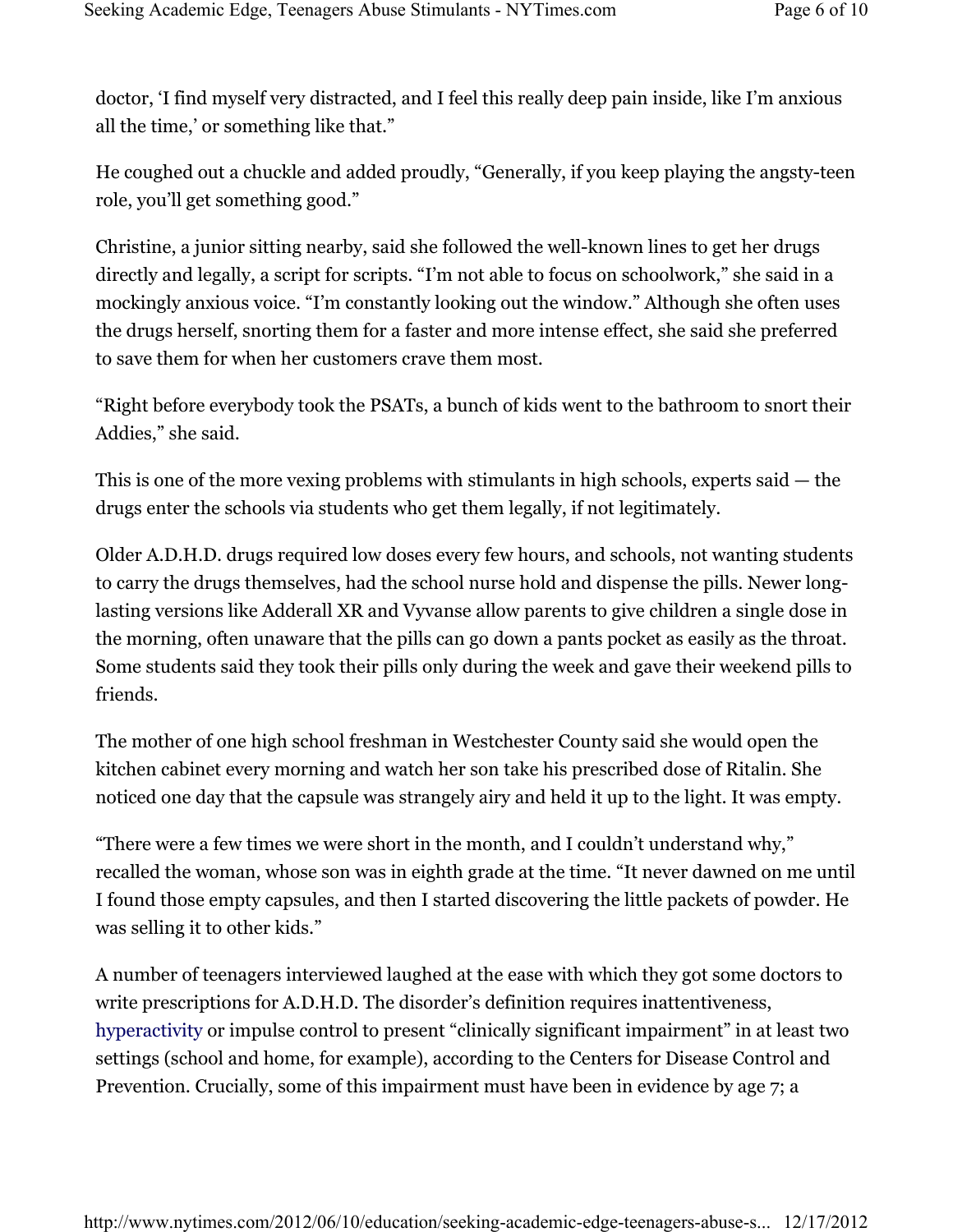doctor, 'I find myself very distracted, and I feel this really deep pain inside, like I'm anxious all the time,' or something like that."

He coughed out a chuckle and added proudly, "Generally, if you keep playing the angsty-teen role, you'll get something good."

Christine, a junior sitting nearby, said she followed the well-known lines to get her drugs directly and legally, a script for scripts. "I'm not able to focus on schoolwork," she said in a mockingly anxious voice. "I'm constantly looking out the window." Although she often uses the drugs herself, snorting them for a faster and more intense effect, she said she preferred to save them for when her customers crave them most.

"Right before everybody took the PSATs, a bunch of kids went to the bathroom to snort their Addies," she said.

This is one of the more vexing problems with stimulants in high schools, experts said — the drugs enter the schools via students who get them legally, if not legitimately.

Older A.D.H.D. drugs required low doses every few hours, and schools, not wanting students to carry the drugs themselves, had the school nurse hold and dispense the pills. Newer long-lasting versions like Adderall XR and Vyvanse allow parents to give children a single dose in the morning, often unaware that the pills can go down a pants pocket as easily as the throat. Some students said they took their pills only during the week and gave their weekend pills to friends.

The mother of one high school freshman in Westchester County said she would open the kitchen cabinet every morning and watch her son take his prescribed dose of Ritalin. She noticed one day that the capsule was strangely airy and held it up to the light. It was empty.

"There were a few times we were short in the month, and I couldn't understand why," recalled the woman, whose son was in eighth grade at the time. "It never dawned on me until I found those empty capsules, and then I started discovering the little packets of powder. He was selling it to other kids."

A number of teenagers interviewed laughed at the ease with which they got some doctors to write prescriptions for A.D.H.D. The disorder's definition requires inattentiveness, hyperactivity or impulse control to present "clinically significant impairment" in at least two settings (school and home, for example), according to the Centers for Disease Control and Prevention. Crucially, some of this impairment must have been in evidence by age 7; a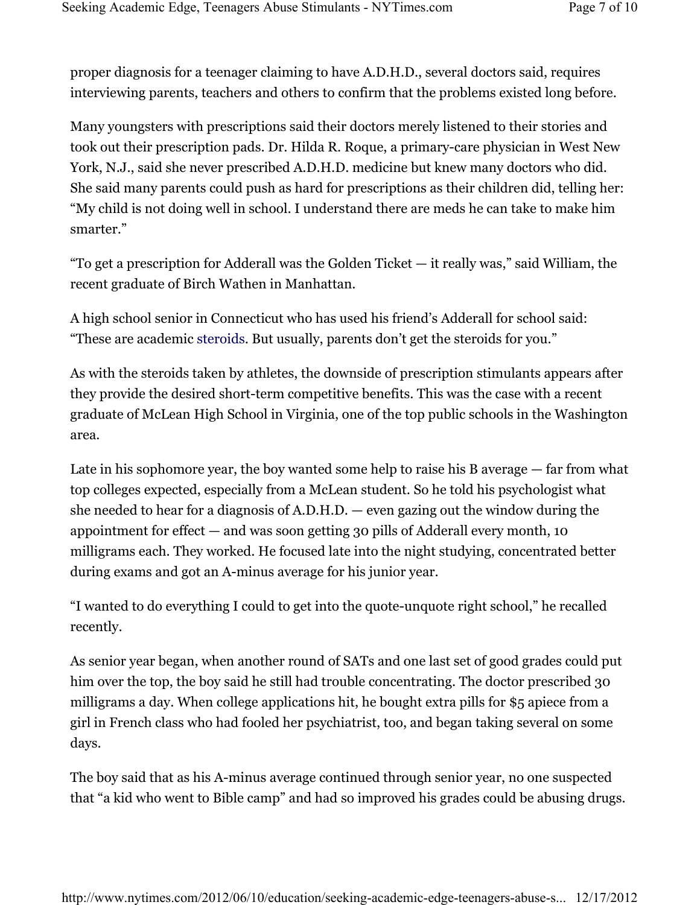proper diagnosis for a teenager claiming to have A.D.H.D., several doctors said, requires interviewing parents, teachers and others to confirm that the problems existed long before.

Many youngsters with prescriptions said their doctors merely listened to their stories and took out their prescription pads. Dr. Hilda R. Roque, a primary-care physician in West New York, N.J., said she never prescribed A.D.H.D. medicine but knew many doctors who did. She said many parents could push as hard for prescriptions as their children did, telling her: “My child is not doing well in school. I understand there are meds he can take to make him smarter.”

“To get a prescription for Adderall was the Golden Ticket — it really was,” said William, the recent graduate of Birch Wathen in Manhattan.

A high school senior in Connecticut who has used his friend’s Adderall for school said: “These are academic steroids. But usually, parents don’t get the steroids for you.”

As with the steroids taken by athletes, the downside of prescription stimulants appears after they provide the desired short-term competitive benefits. This was the case with a recent graduate of McLean High School in Virginia, one of the top public schools in the Washington area.

Late in his sophomore year, the boy wanted some help to raise his B average — far from what top colleges expected, especially from a McLean student. So he told his psychologist what she needed to hear for a diagnosis of A.D.H.D. — even gazing out the window during the appointment for effect — and was soon getting 30 pills of Adderall every month, 10 milligrams each. They worked. He focused late into the night studying, concentrated better during exams and got an A-minus average for his junior year.

“I wanted to do everything I could to get into the quote-unquote right school,” he recalled recently.

As senior year began, when another round of SATs and one last set of good grades could put him over the top, the boy said he still had trouble concentrating. The doctor prescribed 30 milligrams a day. When college applications hit, he bought extra pills for $5 apiece from a girl in French class who had fooled her psychiatrist, too, and began taking several on some days.

The boy said that as his A-minus average continued through senior year, no one suspected that “a kid who went to Bible camp” and had so improved his grades could be abusing drugs.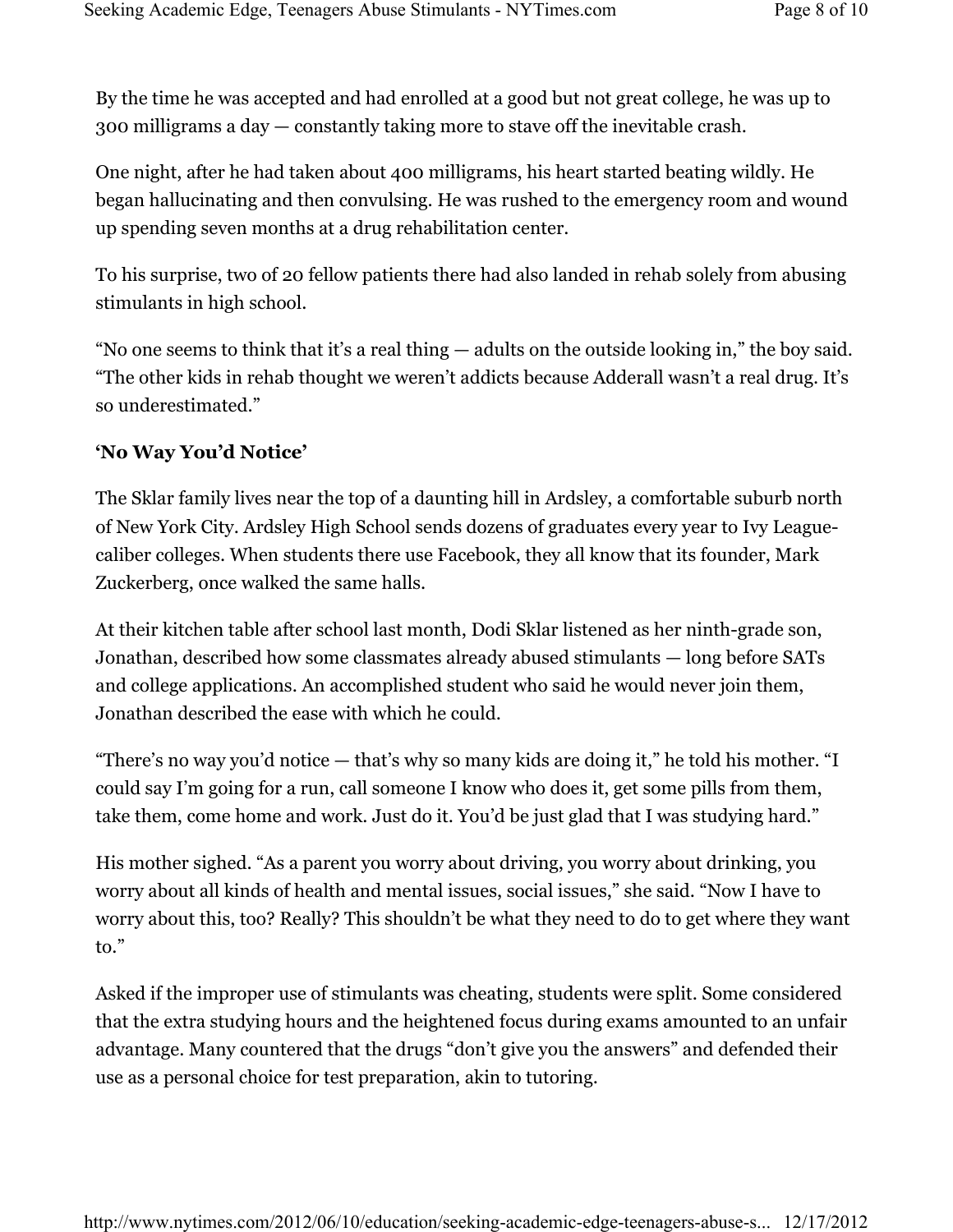By the time he was accepted and had enrolled at a good but not great college, he was up to 300 milligrams a day — constantly taking more to stave off the inevitable crash.

One night, after he had taken about 400 milligrams, his heart started beating wildly. He began hallucinating and then convulsing. He was rushed to the emergency room and wound up spending seven months at a drug rehabilitation center.

To his surprise, two of 20 fellow patients there had also landed in rehab solely from abusing stimulants in high school.

"No one seems to think that it's a real thing — adults on the outside looking in," the boy said. "The other kids in rehab thought we weren't addicts because Adderall wasn't a real drug. It's so underestimated."

**'No Way You'd Notice'**

The Sklar family lives near the top of a daunting hill in Ardsley, a comfortable suburb north of New York City. Ardsley High School sends dozens of graduates every year to Ivy League-caliber colleges. When students there use Facebook, they all know that its founder, Mark Zuckerberg, once walked the same halls.

At their kitchen table after school last month, Dodi Sklar listened as her ninth-grade son, Jonathan, described how some classmates already abused stimulants — long before SATs and college applications. An accomplished student who said he would never join them, Jonathan described the ease with which he could.

"There's no way you'd notice — that's why so many kids are doing it," he told his mother. "I could say I'm going for a run, call someone I know who does it, get some pills from them, take them, come home and work. Just do it. You'd be just glad that I was studying hard."

His mother sighed. "As a parent you worry about driving, you worry about drinking, you worry about all kinds of health and mental issues, social issues," she said. "Now I have to worry about this, too? Really? This shouldn't be what they need to do to get where they want to."

Asked if the improper use of stimulants was cheating, students were split. Some considered that the extra studying hours and the heightened focus during exams amounted to an unfair advantage. Many countered that the drugs "don't give you the answers" and defended their use as a personal choice for test preparation, akin to tutoring.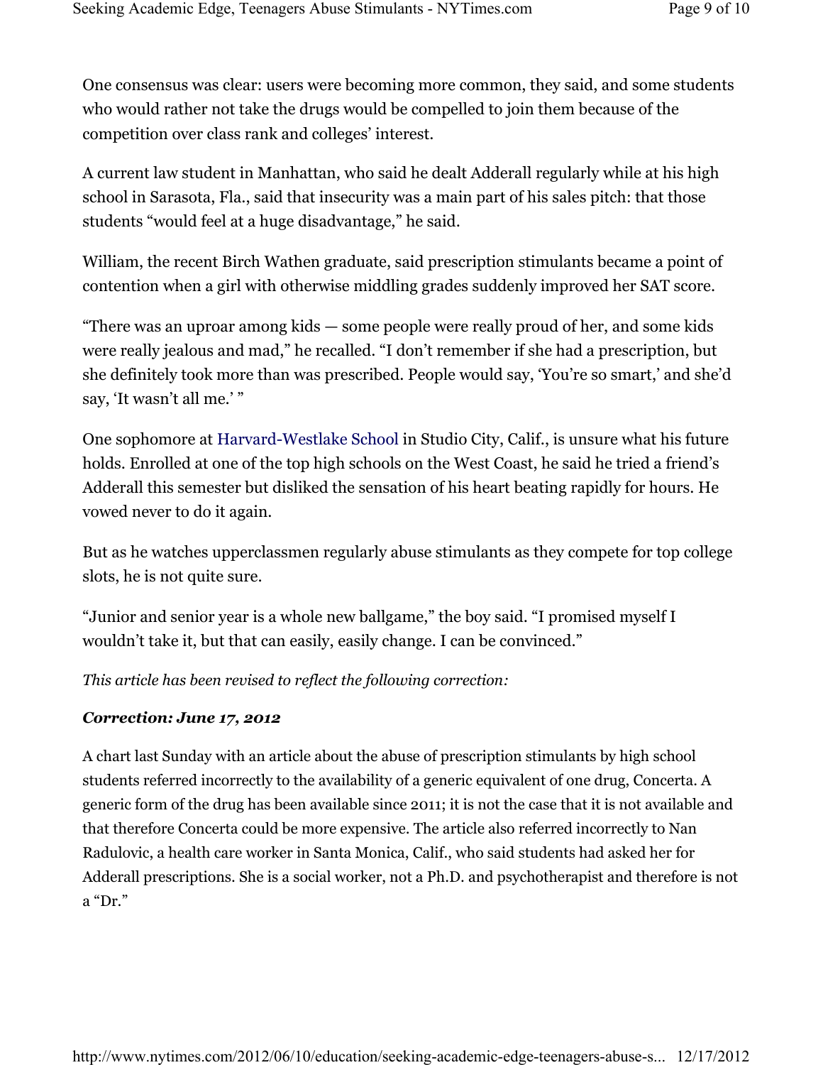One consensus was clear: users were becoming more common, they said, and some students who would rather not take the drugs would be compelled to join them because of the competition over class rank and colleges' interest.

A current law student in Manhattan, who said he dealt Adderall regularly while at his high school in Sarasota, Fla., said that insecurity was a main part of his sales pitch: that those students "would feel at a huge disadvantage," he said.

William, the recent Birch Wathen graduate, said prescription stimulants became a point of contention when a girl with otherwise middling grades suddenly improved her SAT score.

"There was an uproar among kids — some people were really proud of her, and some kids were really jealous and mad," he recalled. "I don't remember if she had a prescription, but she definitely took more than was prescribed. People would say, 'You're so smart,' and she'd say, 'It wasn't all me.' "

One sophomore at Harvard-Westlake School in Studio City, Calif., is unsure what his future holds. Enrolled at one of the top high schools on the West Coast, he said he tried a friend's Adderall this semester but disliked the sensation of his heart beating rapidly for hours. He vowed never to do it again.

But as he watches upperclassmen regularly abuse stimulants as they compete for top college slots, he is not quite sure.

"Junior and senior year is a whole new ballgame," the boy said. "I promised myself I wouldn't take it, but that can easily, easily change. I can be convinced."

*This article has been revised to reflect the following correction:*

***Correction: June 17, 2012***

A chart last Sunday with an article about the abuse of prescription stimulants by high school students referred incorrectly to the availability of a generic equivalent of one drug, Concerta. A generic form of the drug has been available since 2011; it is not the case that it is not available and that therefore Concerta could be more expensive. The article also referred incorrectly to Nan Radulovic, a health care worker in Santa Monica, Calif., who said students had asked her for Adderall prescriptions. She is a social worker, not a Ph.D. and psychotherapist and therefore is not a "Dr."